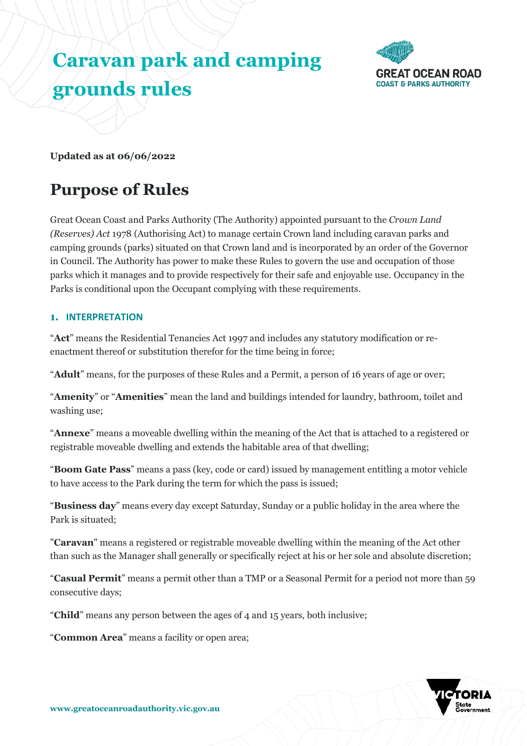# Caravan park and camping grounds rules

**Updated as at 06/06/2022**

## Purpose of Rules

Great Ocean Coast and Parks Authority (The Authority) appointed pursuant to the *Crown Land (Reserves) Act* 1978 (Authorising Act) to manage certain Crown land including caravan parks and camping grounds (parks) situated on that Crown land and is incorporated by an order of the Governor in Council. The Authority has power to make these Rules to govern the use and occupation of those parks which it manages and to provide respectively for their safe and enjoyable use. Occupancy in the Parks is conditional upon the Occupant complying with these requirements.

### 1. INTERPRETATION

"**Act**" means the Residential Tenancies Act 1997 and includes any statutory modification or re-enactment thereof or substitution therefor for the time being in force;

"**Adult**" means, for the purposes of these Rules and a Permit, a person of 16 years of age or over;

"**Amenity**" or "**Amenities**" mean the land and buildings intended for laundry, bathroom, toilet and washing use;

"**Annexe**" means a moveable dwelling within the meaning of the Act that is attached to a registered or registrable moveable dwelling and extends the habitable area of that dwelling;

"**Boom Gate Pass**" means a pass (key, code or card) issued by management entitling a motor vehicle to have access to the Park during the term for which the pass is issued;

"**Business day**" means every day except Saturday, Sunday or a public holiday in the area where the Park is situated;

"**Caravan**" means a registered or registrable moveable dwelling within the meaning of the Act other than such as the Manager shall generally or specifically reject at his or her sole and absolute discretion;

"**Casual Permit**" means a permit other than a TMP or a Seasonal Permit for a period not more than 59 consecutive days;

"**Child**" means any person between the ages of 4 and 15 years, both inclusive;

"**Common Area**" means a facility or open area;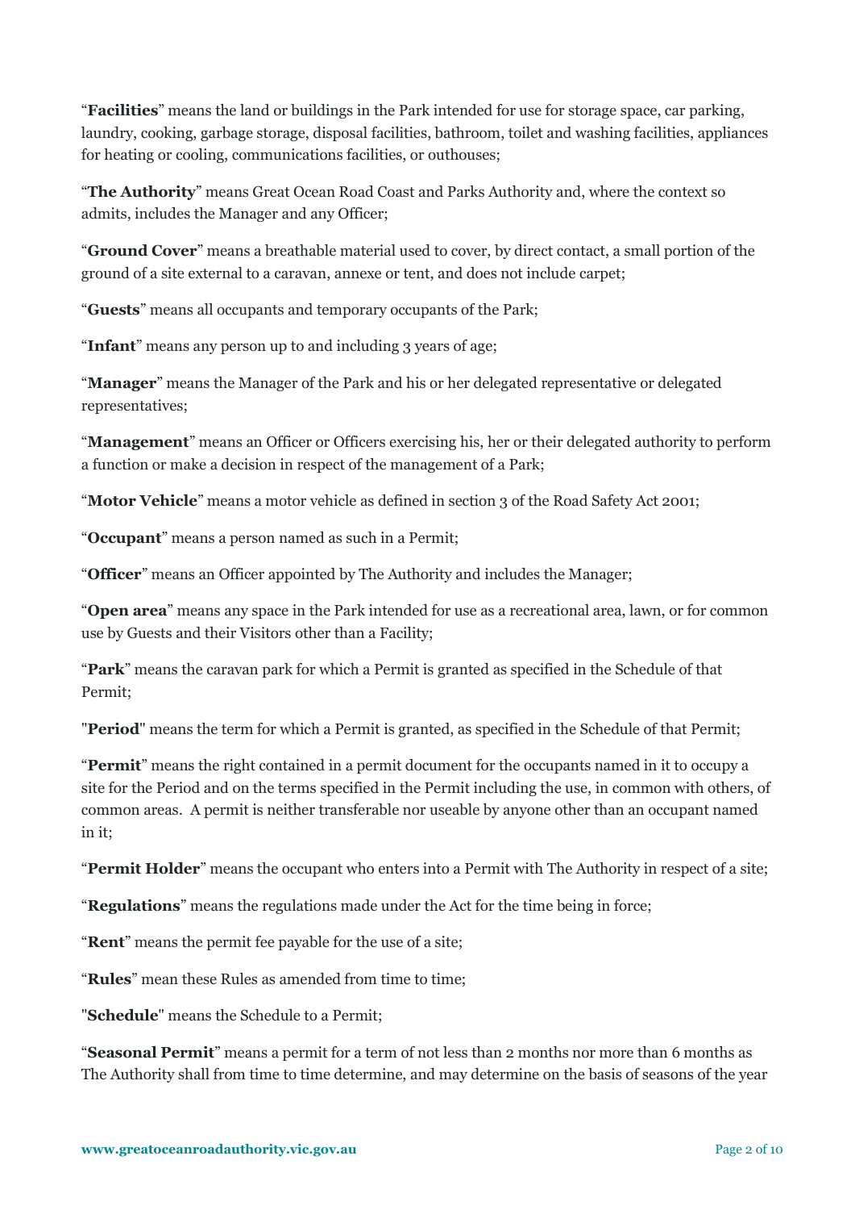"**Facilities**" means the land or buildings in the Park intended for use for storage space, car parking, laundry, cooking, garbage storage, disposal facilities, bathroom, toilet and washing facilities, appliances for heating or cooling, communications facilities, or outhouses;

"**The Authority**" means Great Ocean Road Coast and Parks Authority and, where the context so admits, includes the Manager and any Officer;

"**Ground Cover**" means a breathable material used to cover, by direct contact, a small portion of the ground of a site external to a caravan, annexe or tent, and does not include carpet;

"**Guests**" means all occupants and temporary occupants of the Park;

"**Infant**" means any person up to and including 3 years of age;

"**Manager**" means the Manager of the Park and his or her delegated representative or delegated representatives;

"**Management**" means an Officer or Officers exercising his, her or their delegated authority to perform a function or make a decision in respect of the management of a Park;

"**Motor Vehicle**" means a motor vehicle as defined in section 3 of the Road Safety Act 2001;

"**Occupant**" means a person named as such in a Permit;

"**Officer**" means an Officer appointed by The Authority and includes the Manager;

"**Open area**" means any space in the Park intended for use as a recreational area, lawn, or for common use by Guests and their Visitors other than a Facility;

"**Park**" means the caravan park for which a Permit is granted as specified in the Schedule of that Permit;

"**Period**" means the term for which a Permit is granted, as specified in the Schedule of that Permit;

"**Permit**" means the right contained in a permit document for the occupants named in it to occupy a site for the Period and on the terms specified in the Permit including the use, in common with others, of common areas. A permit is neither transferable nor useable by anyone other than an occupant named in it;

"**Permit Holder**" means the occupant who enters into a Permit with The Authority in respect of a site;

"**Regulations**" means the regulations made under the Act for the time being in force;

"**Rent**" means the permit fee payable for the use of a site;

"**Rules**" mean these Rules as amended from time to time;

"**Schedule**" means the Schedule to a Permit;

"**Seasonal Permit**" means a permit for a term of not less than 2 months nor more than 6 months as The Authority shall from time to time determine, and may determine on the basis of seasons of the year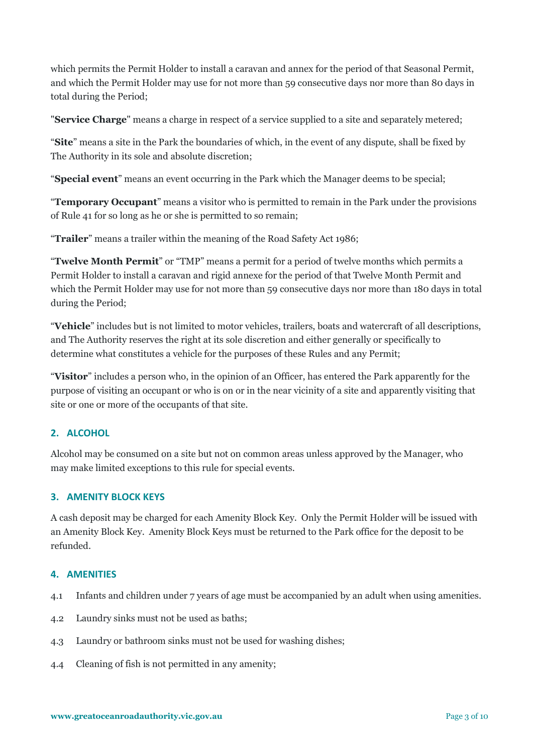which permits the Permit Holder to install a caravan and annex for the period of that Seasonal Permit, and which the Permit Holder may use for not more than 59 consecutive days nor more than 80 days in total during the Period;

"**Service Charge**" means a charge in respect of a service supplied to a site and separately metered;

"**Site**" means a site in the Park the boundaries of which, in the event of any dispute, shall be fixed by The Authority in its sole and absolute discretion;

"**Special event**" means an event occurring in the Park which the Manager deems to be special;

"**Temporary Occupant**" means a visitor who is permitted to remain in the Park under the provisions of Rule 41 for so long as he or she is permitted to so remain;

"**Trailer**" means a trailer within the meaning of the Road Safety Act 1986;

"**Twelve Month Permit**" or "TMP" means a permit for a period of twelve months which permits a Permit Holder to install a caravan and rigid annexe for the period of that Twelve Month Permit and which the Permit Holder may use for not more than 59 consecutive days nor more than 180 days in total during the Period;

"**Vehicle**" includes but is not limited to motor vehicles, trailers, boats and watercraft of all descriptions, and The Authority reserves the right at its sole discretion and either generally or specifically to determine what constitutes a vehicle for the purposes of these Rules and any Permit;

"**Visitor**" includes a person who, in the opinion of an Officer, has entered the Park apparently for the purpose of visiting an occupant or who is on or in the near vicinity of a site and apparently visiting that site or one or more of the occupants of that site.

## 2. ALCOHOL

Alcohol may be consumed on a site but not on common areas unless approved by the Manager, who may make limited exceptions to this rule for special events.

## 3. AMENITY BLOCK KEYS

A cash deposit may be charged for each Amenity Block Key. Only the Permit Holder will be issued with an Amenity Block Key. Amenity Block Keys must be returned to the Park office for the deposit to be refunded.

## 4. AMENITIES

4.1 Infants and children under 7 years of age must be accompanied by an adult when using amenities.

4.2 Laundry sinks must not be used as baths;

4.3 Laundry or bathroom sinks must not be used for washing dishes;

4.4 Cleaning of fish is not permitted in any amenity;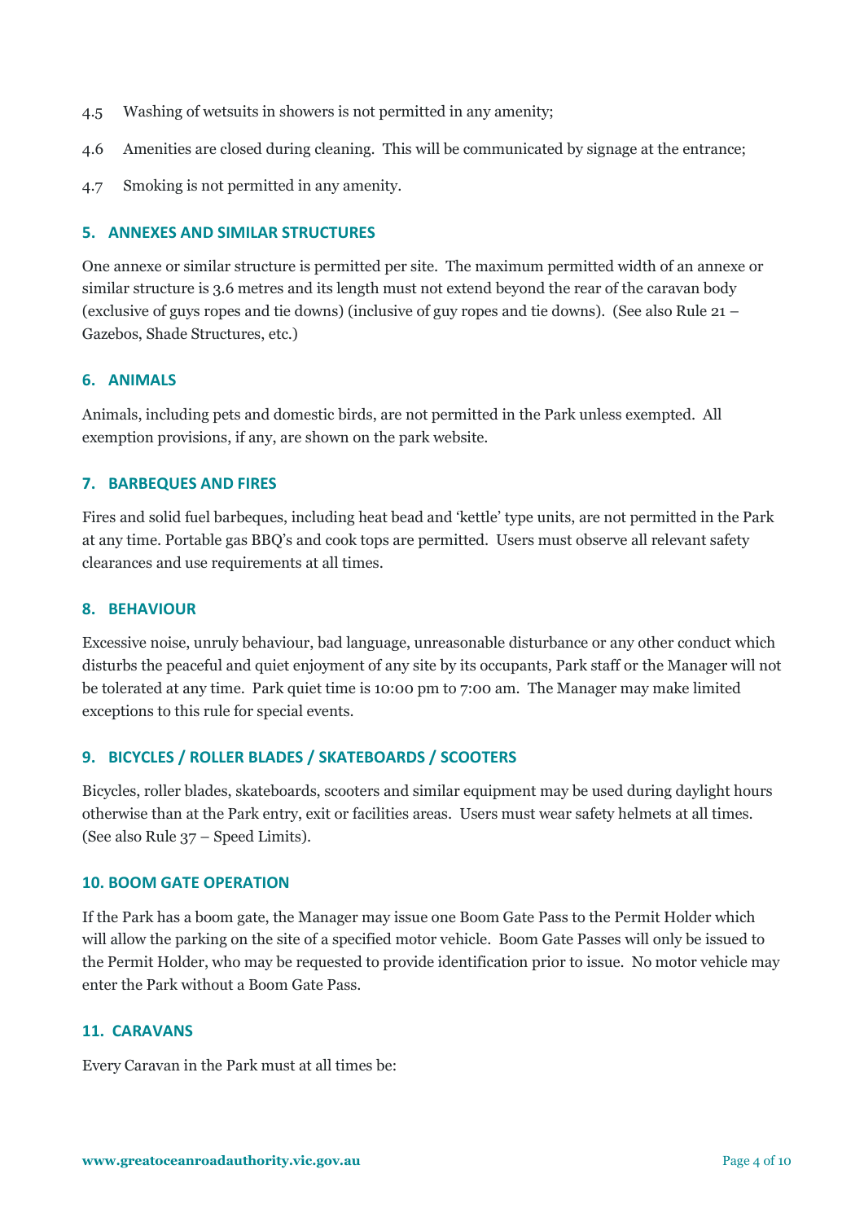4.5 Washing of wetsuits in showers is not permitted in any amenity;

4.6 Amenities are closed during cleaning. This will be communicated by signage at the entrance;

4.7 Smoking is not permitted in any amenity.

## 5. ANNEXES AND SIMILAR STRUCTURES

One annexe or similar structure is permitted per site. The maximum permitted width of an annexe or similar structure is 3.6 metres and its length must not extend beyond the rear of the caravan body (exclusive of guys ropes and tie downs) (inclusive of guy ropes and tie downs). (See also Rule 21 – Gazebos, Shade Structures, etc.)

## 6. ANIMALS

Animals, including pets and domestic birds, are not permitted in the Park unless exempted. All exemption provisions, if any, are shown on the park website.

## 7. BARBEQUES AND FIRES

Fires and solid fuel barbeques, including heat bead and 'kettle' type units, are not permitted in the Park at any time. Portable gas BBQ's and cook tops are permitted. Users must observe all relevant safety clearances and use requirements at all times.

## 8. BEHAVIOUR

Excessive noise, unruly behaviour, bad language, unreasonable disturbance or any other conduct which disturbs the peaceful and quiet enjoyment of any site by its occupants, Park staff or the Manager will not be tolerated at any time. Park quiet time is 10:00 pm to 7:00 am. The Manager may make limited exceptions to this rule for special events.

## 9. BICYCLES / ROLLER BLADES / SKATEBOARDS / SCOOTERS

Bicycles, roller blades, skateboards, scooters and similar equipment may be used during daylight hours otherwise than at the Park entry, exit or facilities areas. Users must wear safety helmets at all times. (See also Rule 37 – Speed Limits).

## 10. BOOM GATE OPERATION

If the Park has a boom gate, the Manager may issue one Boom Gate Pass to the Permit Holder which will allow the parking on the site of a specified motor vehicle. Boom Gate Passes will only be issued to the Permit Holder, who may be requested to provide identification prior to issue. No motor vehicle may enter the Park without a Boom Gate Pass.

## 11. CARAVANS

Every Caravan in the Park must at all times be: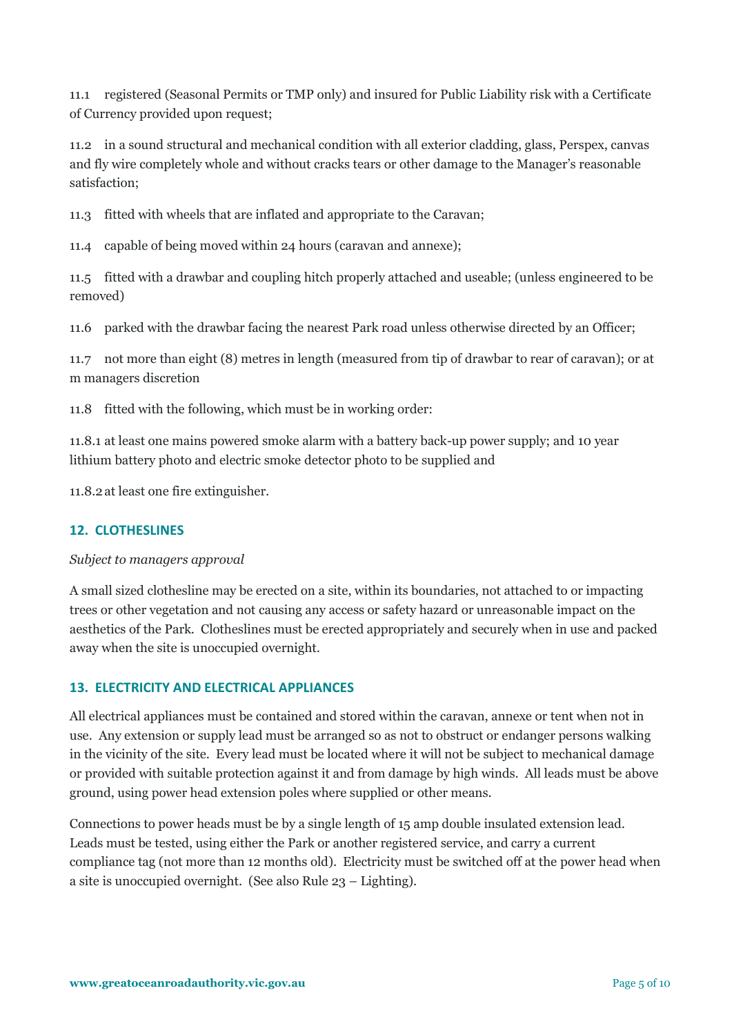11.1 registered (Seasonal Permits or TMP only) and insured for Public Liability risk with a Certificate of Currency provided upon request;

11.2 in a sound structural and mechanical condition with all exterior cladding, glass, Perspex, canvas and fly wire completely whole and without cracks tears or other damage to the Manager's reasonable satisfaction;

11.3 fitted with wheels that are inflated and appropriate to the Caravan;

11.4 capable of being moved within 24 hours (caravan and annexe);

11.5 fitted with a drawbar and coupling hitch properly attached and useable; (unless engineered to be removed)

11.6 parked with the drawbar facing the nearest Park road unless otherwise directed by an Officer;

11.7 not more than eight (8) metres in length (measured from tip of drawbar to rear of caravan); or at m managers discretion

11.8 fitted with the following, which must be in working order:

11.8.1 at least one mains powered smoke alarm with a battery back-up power supply; and 10 year lithium battery photo and electric smoke detector photo to be supplied and

11.8.2 at least one fire extinguisher.

## 12. CLOTHESLINES

*Subject to managers approval*

A small sized clothesline may be erected on a site, within its boundaries, not attached to or impacting trees or other vegetation and not causing any access or safety hazard or unreasonable impact on the aesthetics of the Park. Clotheslines must be erected appropriately and securely when in use and packed away when the site is unoccupied overnight.

## 13. ELECTRICITY AND ELECTRICAL APPLIANCES

All electrical appliances must be contained and stored within the caravan, annexe or tent when not in use. Any extension or supply lead must be arranged so as not to obstruct or endanger persons walking in the vicinity of the site. Every lead must be located where it will not be subject to mechanical damage or provided with suitable protection against it and from damage by high winds. All leads must be above ground, using power head extension poles where supplied or other means.

Connections to power heads must be by a single length of 15 amp double insulated extension lead. Leads must be tested, using either the Park or another registered service, and carry a current compliance tag (not more than 12 months old). Electricity must be switched off at the power head when a site is unoccupied overnight. (See also Rule 23 – Lighting).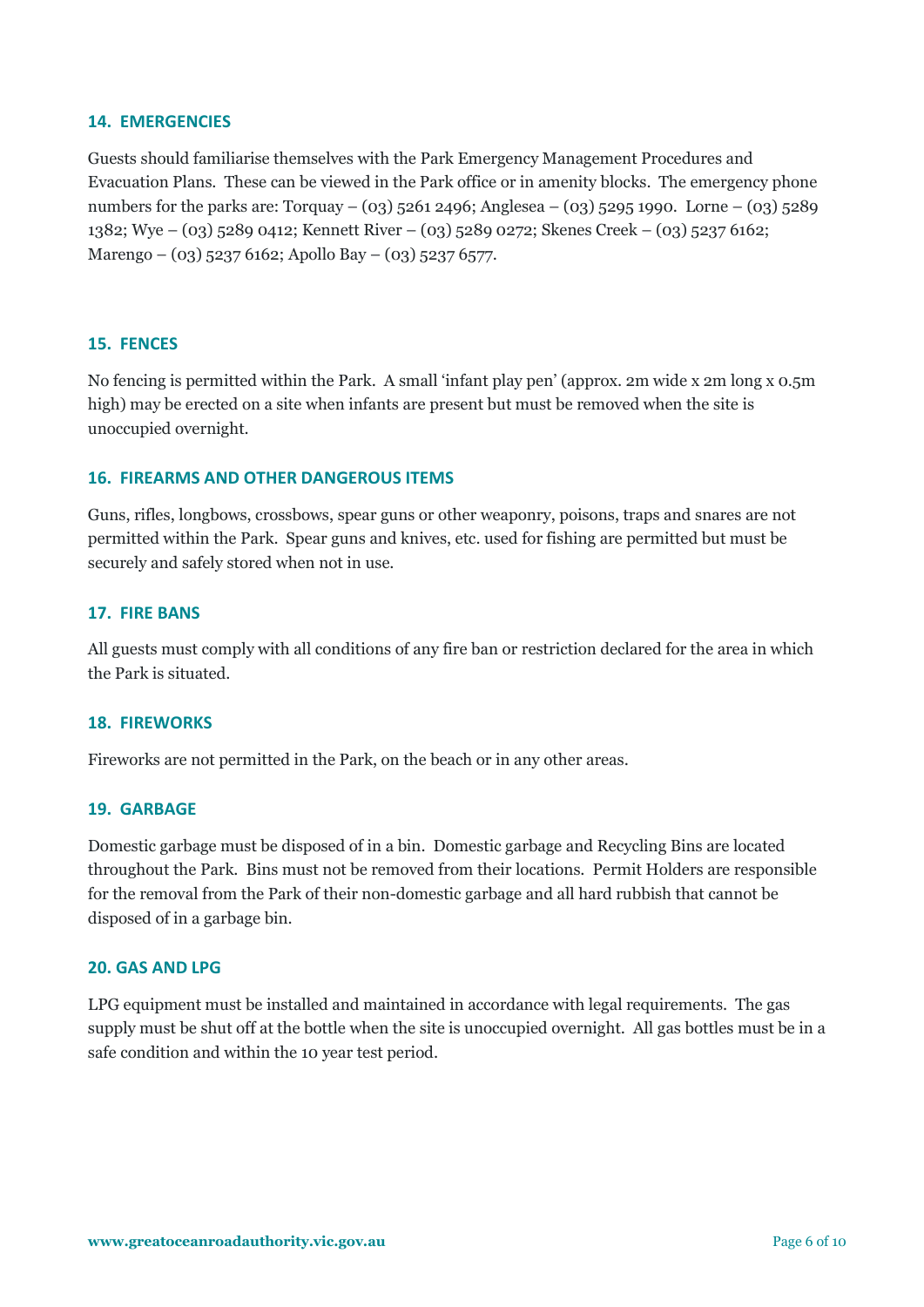### 14. EMERGENCIES

Guests should familiarise themselves with the Park Emergency Management Procedures and Evacuation Plans. These can be viewed in the Park office or in amenity blocks. The emergency phone numbers for the parks are: Torquay – (03) 5261 2496; Anglesea – (03) 5295 1990. Lorne – (03) 5289 1382; Wye – (03) 5289 0412; Kennett River – (03) 5289 0272; Skenes Creek – (03) 5237 6162; Marengo – (03) 5237 6162; Apollo Bay – (03) 5237 6577.

### 15. FENCES

No fencing is permitted within the Park. A small 'infant play pen' (approx. 2m wide x 2m long x 0.5m high) may be erected on a site when infants are present but must be removed when the site is unoccupied overnight.

### 16. FIREARMS AND OTHER DANGEROUS ITEMS

Guns, rifles, longbows, crossbows, spear guns or other weaponry, poisons, traps and snares are not permitted within the Park. Spear guns and knives, etc. used for fishing are permitted but must be securely and safely stored when not in use.

### 17. FIRE BANS

All guests must comply with all conditions of any fire ban or restriction declared for the area in which the Park is situated.

### 18. FIREWORKS

Fireworks are not permitted in the Park, on the beach or in any other areas.

### 19. GARBAGE

Domestic garbage must be disposed of in a bin. Domestic garbage and Recycling Bins are located throughout the Park. Bins must not be removed from their locations. Permit Holders are responsible for the removal from the Park of their non-domestic garbage and all hard rubbish that cannot be disposed of in a garbage bin.

### 20. GAS AND LPG

LPG equipment must be installed and maintained in accordance with legal requirements. The gas supply must be shut off at the bottle when the site is unoccupied overnight. All gas bottles must be in a safe condition and within the 10 year test period.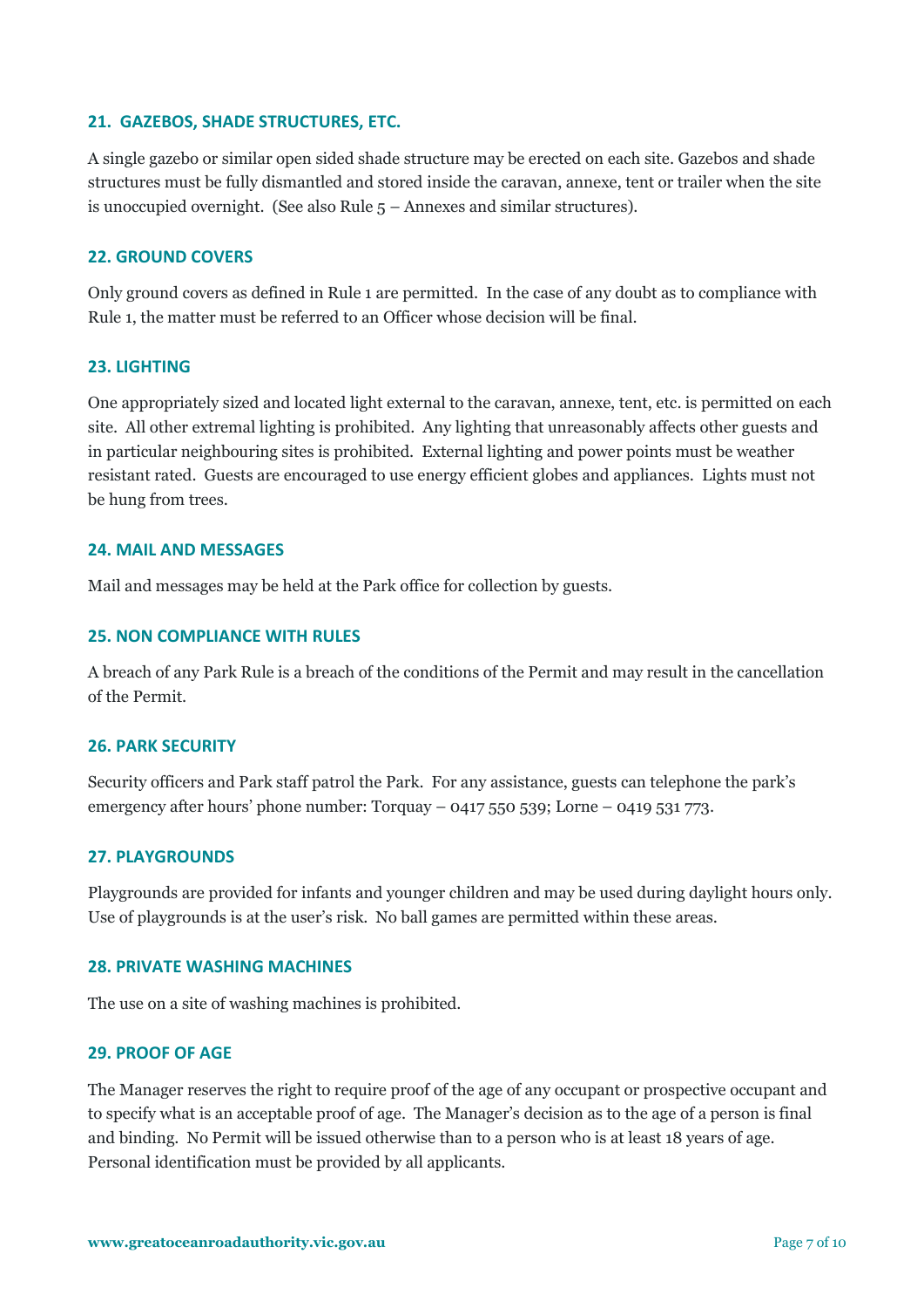### 21. GAZEBOS, SHADE STRUCTURES, ETC.

A single gazebo or similar open sided shade structure may be erected on each site. Gazebos and shade structures must be fully dismantled and stored inside the caravan, annexe, tent or trailer when the site is unoccupied overnight. (See also Rule 5 – Annexes and similar structures).

### 22. GROUND COVERS

Only ground covers as defined in Rule 1 are permitted. In the case of any doubt as to compliance with Rule 1, the matter must be referred to an Officer whose decision will be final.

### 23. LIGHTING

One appropriately sized and located light external to the caravan, annexe, tent, etc. is permitted on each site. All other extremal lighting is prohibited. Any lighting that unreasonably affects other guests and in particular neighbouring sites is prohibited. External lighting and power points must be weather resistant rated. Guests are encouraged to use energy efficient globes and appliances. Lights must not be hung from trees.

### 24. MAIL AND MESSAGES

Mail and messages may be held at the Park office for collection by guests.

### 25. NON COMPLIANCE WITH RULES

A breach of any Park Rule is a breach of the conditions of the Permit and may result in the cancellation of the Permit.

### 26. PARK SECURITY

Security officers and Park staff patrol the Park. For any assistance, guests can telephone the park's emergency after hours' phone number: Torquay – 0417 550 539; Lorne – 0419 531 773.

### 27. PLAYGROUNDS

Playgrounds are provided for infants and younger children and may be used during daylight hours only. Use of playgrounds is at the user's risk. No ball games are permitted within these areas.

### 28. PRIVATE WASHING MACHINES

The use on a site of washing machines is prohibited.

### 29. PROOF OF AGE

The Manager reserves the right to require proof of the age of any occupant or prospective occupant and to specify what is an acceptable proof of age. The Manager's decision as to the age of a person is final and binding. No Permit will be issued otherwise than to a person who is at least 18 years of age. Personal identification must be provided by all applicants.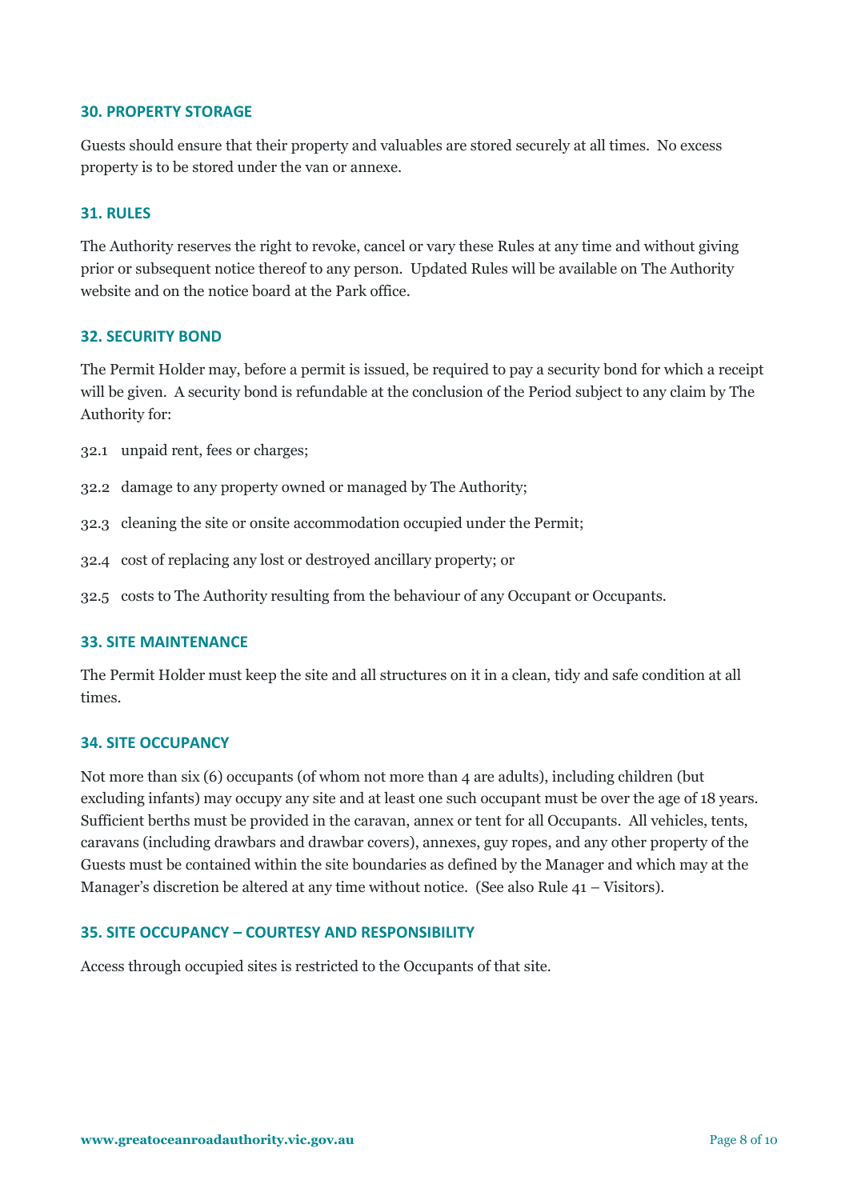### 30. PROPERTY STORAGE

Guests should ensure that their property and valuables are stored securely at all times. No excess property is to be stored under the van or annexe.

### 31. RULES

The Authority reserves the right to revoke, cancel or vary these Rules at any time and without giving prior or subsequent notice thereof to any person. Updated Rules will be available on The Authority website and on the notice board at the Park office.

### 32. SECURITY BOND

The Permit Holder may, before a permit is issued, be required to pay a security bond for which a receipt will be given. A security bond is refundable at the conclusion of the Period subject to any claim by The Authority for:

32.1 unpaid rent, fees or charges;

32.2 damage to any property owned or managed by The Authority;

32.3 cleaning the site or onsite accommodation occupied under the Permit;

32.4 cost of replacing any lost or destroyed ancillary property; or

32.5 costs to The Authority resulting from the behaviour of any Occupant or Occupants.

### 33. SITE MAINTENANCE

The Permit Holder must keep the site and all structures on it in a clean, tidy and safe condition at all times.

### 34. SITE OCCUPANCY

Not more than six (6) occupants (of whom not more than 4 are adults), including children (but excluding infants) may occupy any site and at least one such occupant must be over the age of 18 years. Sufficient berths must be provided in the caravan, annex or tent for all Occupants. All vehicles, tents, caravans (including drawbars and drawbar covers), annexes, guy ropes, and any other property of the Guests must be contained within the site boundaries as defined by the Manager and which may at the Manager's discretion be altered at any time without notice. (See also Rule 41 – Visitors).

### 35. SITE OCCUPANCY – COURTESY AND RESPONSIBILITY

Access through occupied sites is restricted to the Occupants of that site.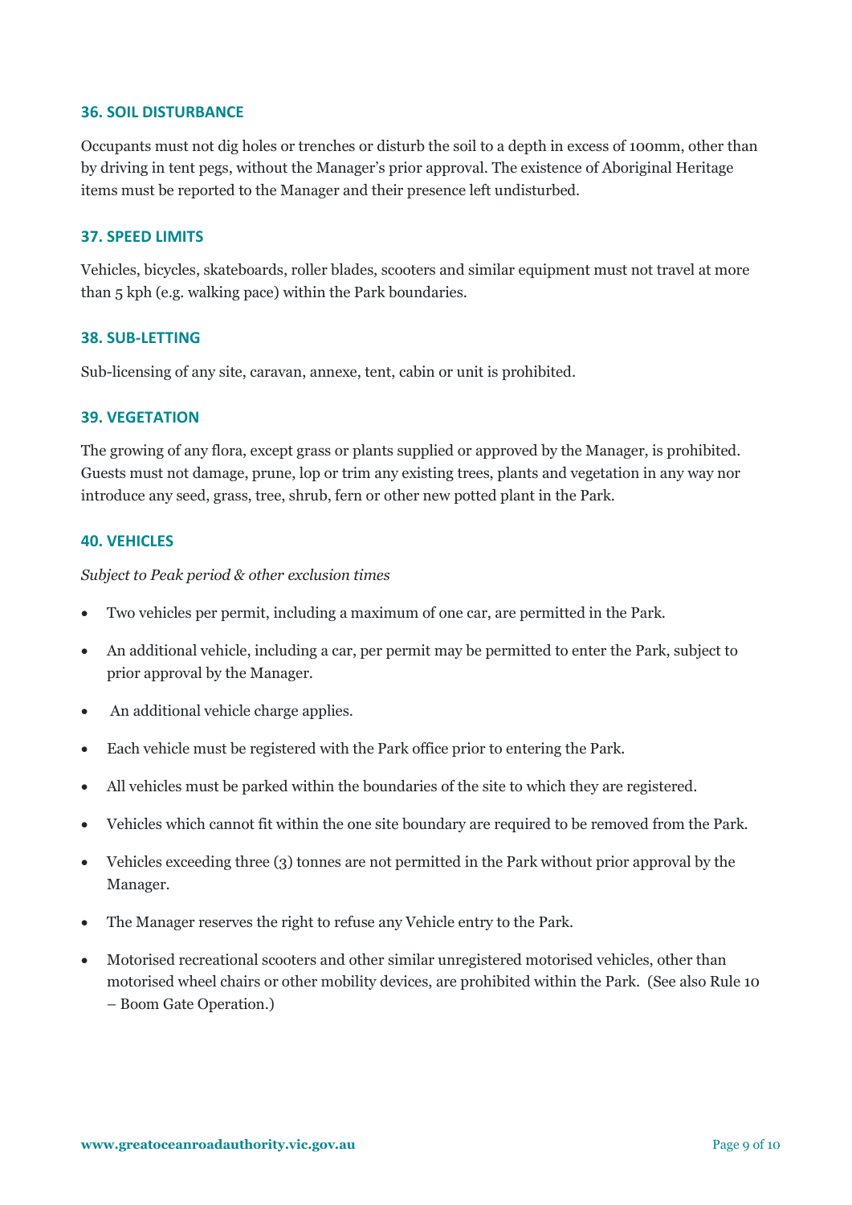### 36. SOIL DISTURBANCE

Occupants must not dig holes or trenches or disturb the soil to a depth in excess of 100mm, other than by driving in tent pegs, without the Manager's prior approval. The existence of Aboriginal Heritage items must be reported to the Manager and their presence left undisturbed.

### 37. SPEED LIMITS

Vehicles, bicycles, skateboards, roller blades, scooters and similar equipment must not travel at more than 5 kph (e.g. walking pace) within the Park boundaries.

### 38. SUB-LETTING

Sub-licensing of any site, caravan, annexe, tent, cabin or unit is prohibited.

### 39. VEGETATION

The growing of any flora, except grass or plants supplied or approved by the Manager, is prohibited. Guests must not damage, prune, lop or trim any existing trees, plants and vegetation in any way nor introduce any seed, grass, tree, shrub, fern or other new potted plant in the Park.

### 40. VEHICLES

*Subject to Peak period & other exclusion times*

- Two vehicles per permit, including a maximum of one car, are permitted in the Park.
- An additional vehicle, including a car, per permit may be permitted to enter the Park, subject to prior approval by the Manager.
- An additional vehicle charge applies.
- Each vehicle must be registered with the Park office prior to entering the Park.
- All vehicles must be parked within the boundaries of the site to which they are registered.
- Vehicles which cannot fit within the one site boundary are required to be removed from the Park.
- Vehicles exceeding three (3) tonnes are not permitted in the Park without prior approval by the Manager.
- The Manager reserves the right to refuse any Vehicle entry to the Park.
- Motorised recreational scooters and other similar unregistered motorised vehicles, other than motorised wheel chairs or other mobility devices, are prohibited within the Park. (See also Rule 10 – Boom Gate Operation.)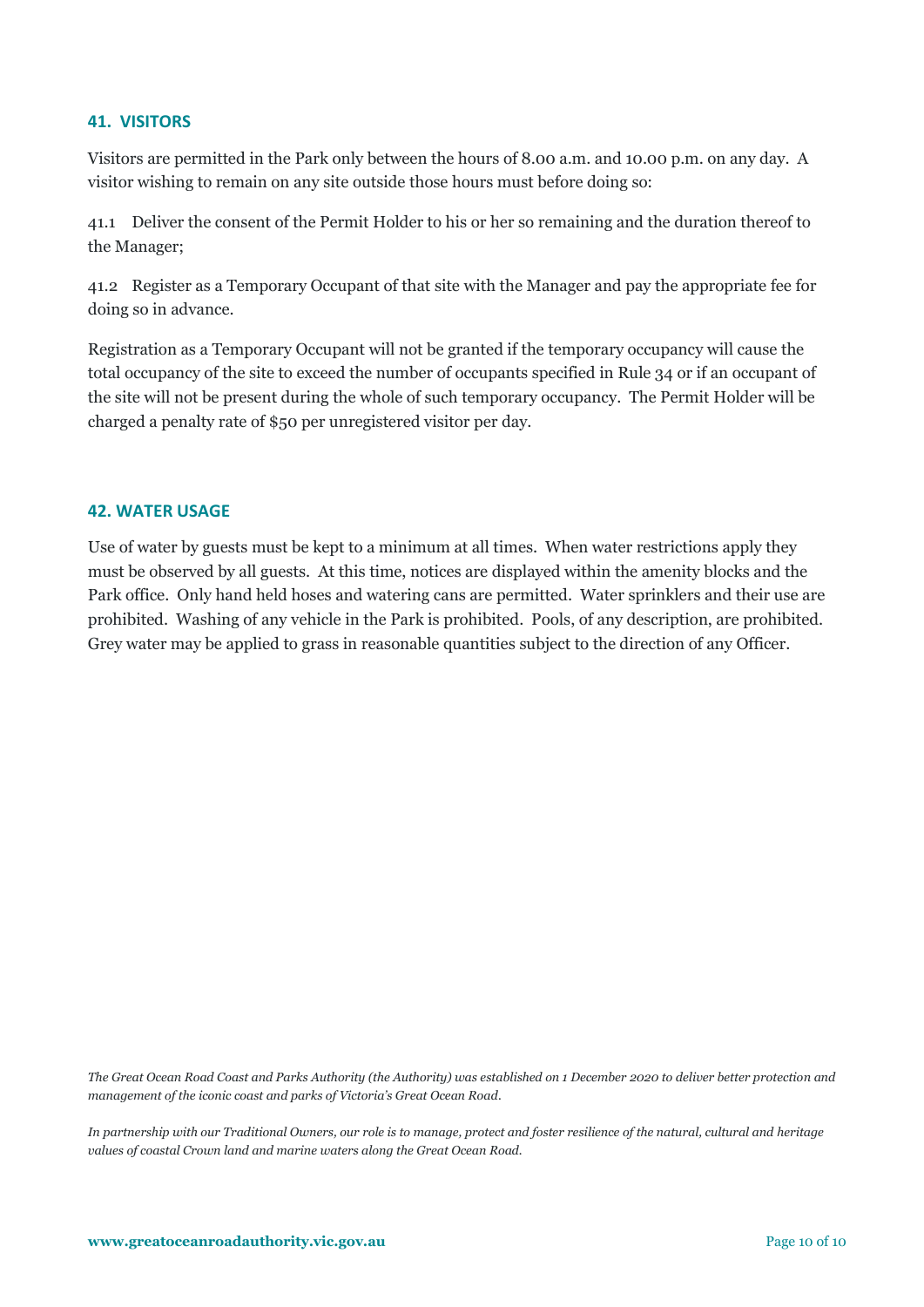## 41. VISITORS

Visitors are permitted in the Park only between the hours of 8.00 a.m. and 10.00 p.m. on any day. A visitor wishing to remain on any site outside those hours must before doing so:

41.1 Deliver the consent of the Permit Holder to his or her so remaining and the duration thereof to the Manager;

41.2 Register as a Temporary Occupant of that site with the Manager and pay the appropriate fee for doing so in advance.

Registration as a Temporary Occupant will not be granted if the temporary occupancy will cause the total occupancy of the site to exceed the number of occupants specified in Rule 34 or if an occupant of the site will not be present during the whole of such temporary occupancy. The Permit Holder will be charged a penalty rate of $50 per unregistered visitor per day.

## 42. WATER USAGE

Use of water by guests must be kept to a minimum at all times. When water restrictions apply they must be observed by all guests. At this time, notices are displayed within the amenity blocks and the Park office. Only hand held hoses and watering cans are permitted. Water sprinklers and their use are prohibited. Washing of any vehicle in the Park is prohibited. Pools, of any description, are prohibited. Grey water may be applied to grass in reasonable quantities subject to the direction of any Officer.

*The Great Ocean Road Coast and Parks Authority (the Authority) was established on 1 December 2020 to deliver better protection and management of the iconic coast and parks of Victoria's Great Ocean Road.*

*In partnership with our Traditional Owners, our role is to manage, protect and foster resilience of the natural, cultural and heritage values of coastal Crown land and marine waters along the Great Ocean Road.*

**www.greatoceanroadauthority.vic.gov.au**